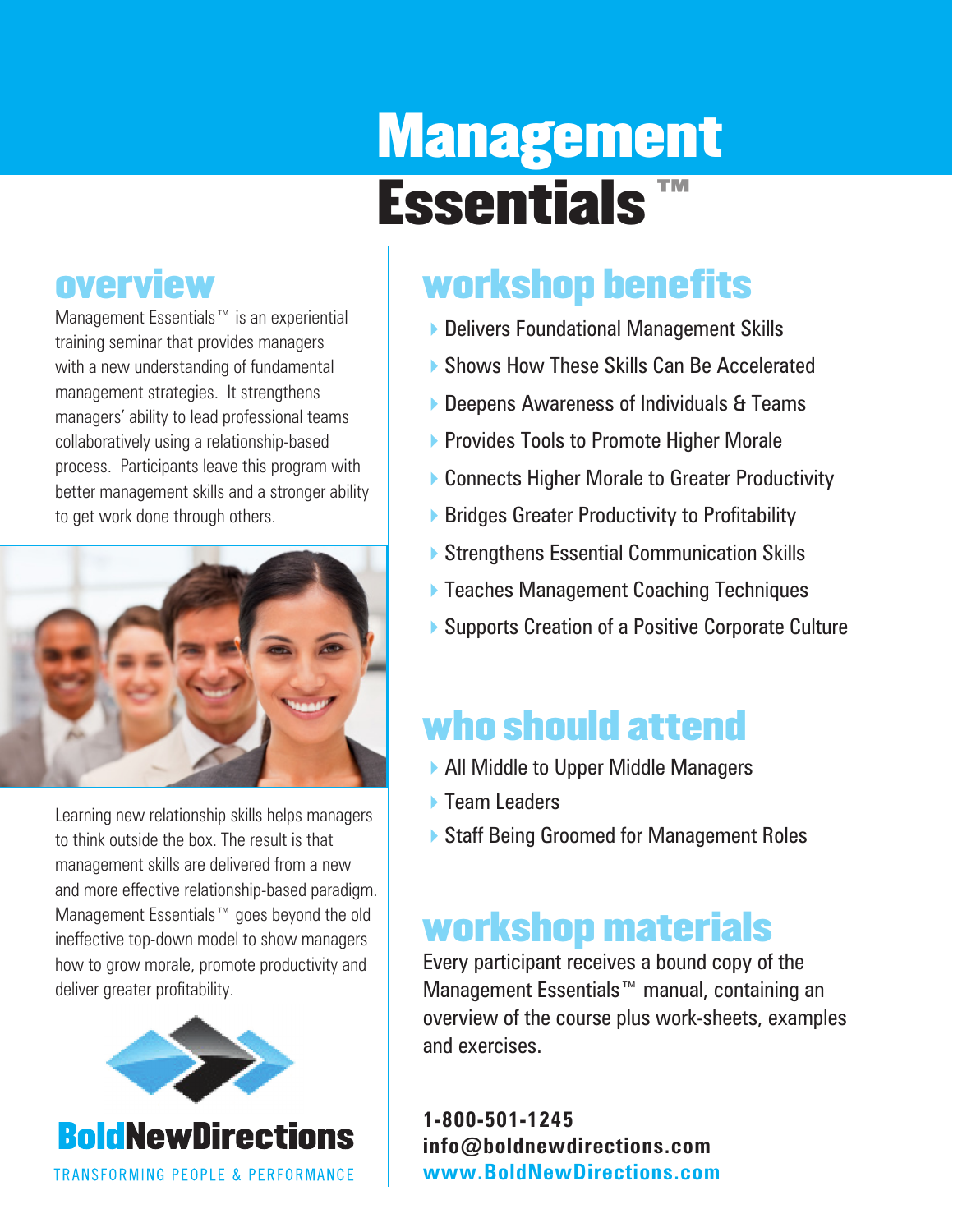# Management Essentials™

## overview

Management Essentials™ is an experiential training seminar that provides managers with a new understanding of fundamental management strategies. It strengthens managers' ability to lead professional teams collaboratively using a relationship-based process. Participants leave this program with better management skills and a stronger ability to get work done through others.

Learning new relationship skills helps managers to think outside the box. The result is that management skills are delivered from a new and more effective relationship-based paradigm. Management Essentials™ goes beyond the old ineffective top-down model to show managers how to grow morale, promote productivity and deliver greater profitability.

**BoldNewDirections**

TRANSFORMING PEOPLE & PERFORMANCE

## workshop benefits

- Delivers Foundational Management Skills
- Shows How These Skills Can Be Accelerated
- Deepens Awareness of Individuals & Teams
- Provides Tools to Promote Higher Morale
- Connects Higher Morale to Greater Productivity
- Bridges Greater Productivity to Profitability
- Strengthens Essential Communication Skills
- Teaches Management Coaching Techniques
- Supports Creation of a Positive Corporate Culture

## who should attend

- All Middle to Upper Middle Managers
- Team Leaders
- Staff Being Groomed for Management Roles

## workshop materials

Every participant receives a bound copy of the Management Essentials™ manual, containing an overview of the course plus work-sheets, examples and exercises.

**1-800-501-1245**
**info@boldnewdirections.com**
**www.BoldNewDirections.com**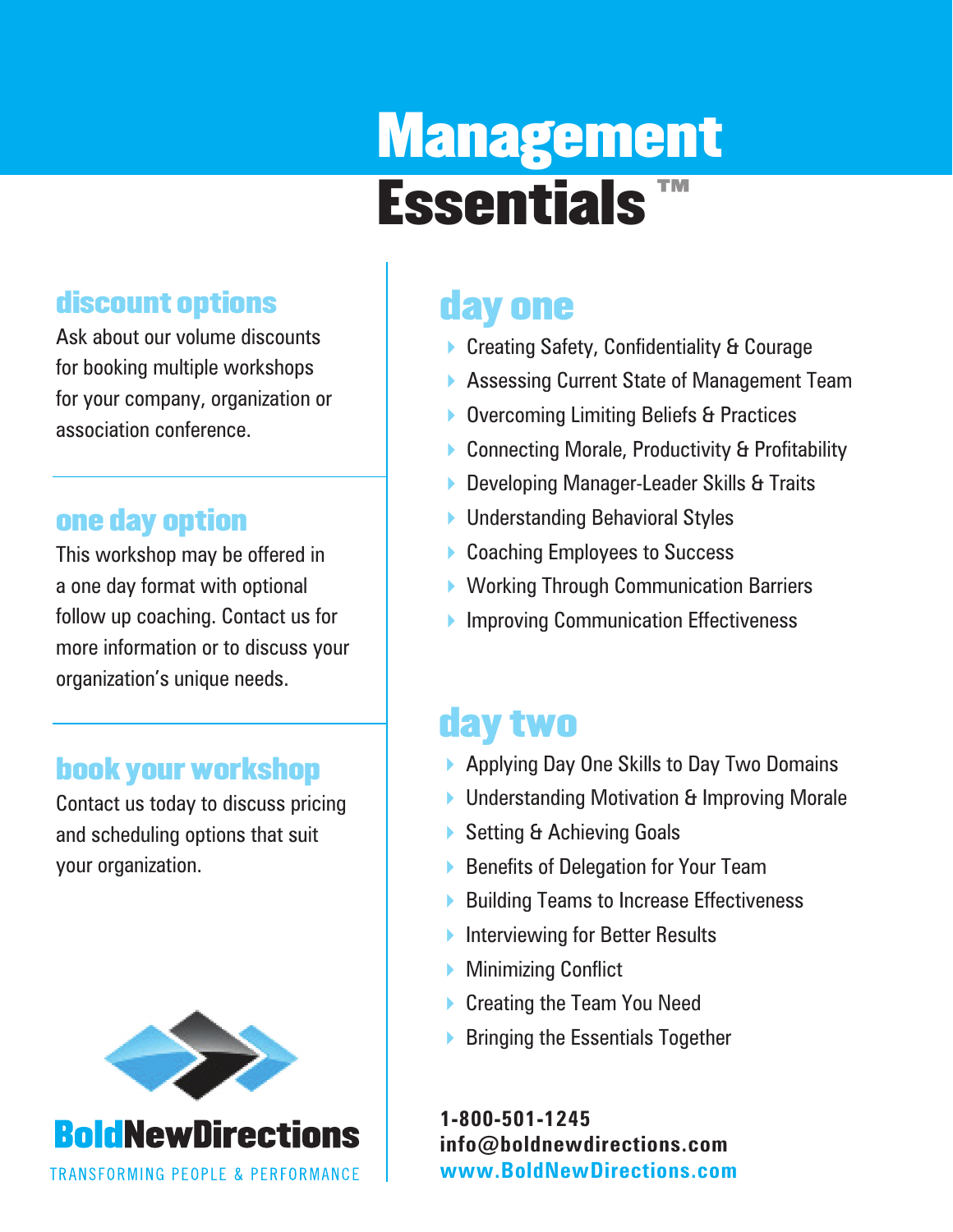# Management Essentials™

## discount options

Ask about our volume discounts for booking multiple workshops for your company, organization or association conference.

## one day option

This workshop may be offered in a one day format with optional follow up coaching. Contact us for more information or to discuss your organization's unique needs.

## book your workshop

Contact us today to discuss pricing and scheduling options that suit your organization.

**BoldNewDirections**

TRANSFORMING PEOPLE & PERFORMANCE

## day one

- Creating Safety, Confidentiality & Courage
- Assessing Current State of Management Team
- Overcoming Limiting Beliefs & Practices
- Connecting Morale, Productivity & Profitability
- Developing Manager-Leader Skills & Traits
- Understanding Behavioral Styles
- Coaching Employees to Success
- Working Through Communication Barriers
- Improving Communication Effectiveness

## day two

- Applying Day One Skills to Day Two Domains
- Understanding Motivation & Improving Morale
- Setting & Achieving Goals
- Benefits of Delegation for Your Team
- Building Teams to Increase Effectiveness
- Interviewing for Better Results
- Minimizing Conflict
- Creating the Team You Need
- Bringing the Essentials Together

**1-800-501-1245**
**info@boldnewdirections.com**
**www.BoldNewDirections.com**